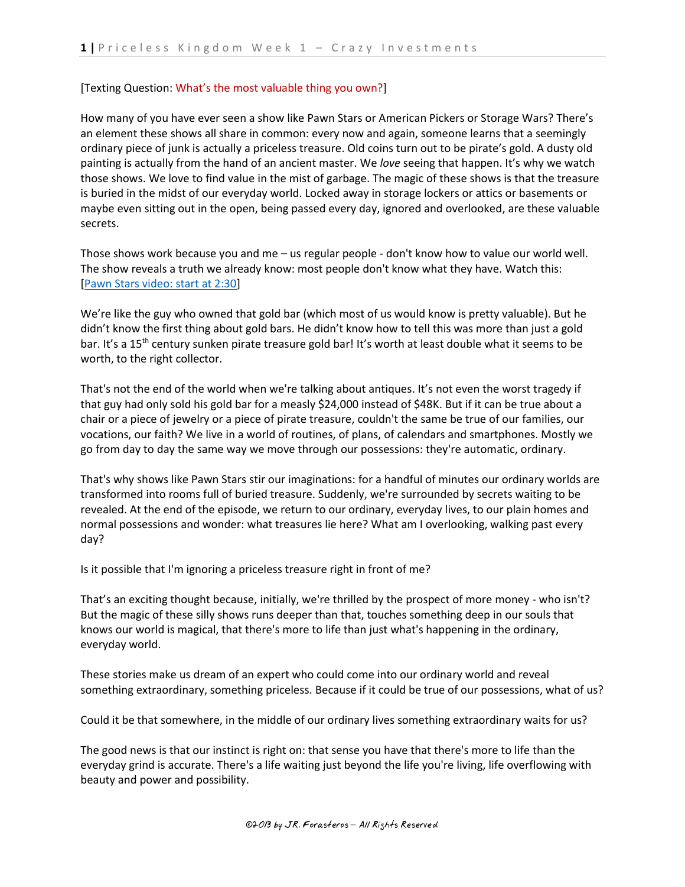[Texting Question: What's the most valuable thing you own?]

How many of you have ever seen a show like Pawn Stars or American Pickers or Storage Wars? There's an element these shows all share in common: every now and again, someone learns that a seemingly ordinary piece of junk is actually a priceless treasure. Old coins turn out to be pirate's gold. A dusty old painting is actually from the hand of an ancient master. We *love* seeing that happen. It's why we watch those shows. We love to find value in the mist of garbage. The magic of these shows is that the treasure is buried in the midst of our everyday world. Locked away in storage lockers or attics or basements or maybe even sitting out in the open, being passed every day, ignored and overlooked, are these valuable secrets.

Those shows work because you and me – us regular people - don't know how to value our world well. The show reveals a truth we already know: most people don't know what they have. Watch this: [Pawn Stars video: start at 2:30]

We're like the guy who owned that gold bar (which most of us would know is pretty valuable). But he didn't know the first thing about gold bars. He didn't know how to tell this was more than just a gold bar. It's a 15th century sunken pirate treasure gold bar! It's worth at least double what it seems to be worth, to the right collector.

That's not the end of the world when we're talking about antiques. It's not even the worst tragedy if that guy had only sold his gold bar for a measly $24,000 instead of $48K. But if it can be true about a chair or a piece of jewelry or a piece of pirate treasure, couldn't the same be true of our families, our vocations, our faith? We live in a world of routines, of plans, of calendars and smartphones. Mostly we go from day to day the same way we move through our possessions: they're automatic, ordinary.

That's why shows like Pawn Stars stir our imaginations: for a handful of minutes our ordinary worlds are transformed into rooms full of buried treasure. Suddenly, we're surrounded by secrets waiting to be revealed. At the end of the episode, we return to our ordinary, everyday lives, to our plain homes and normal possessions and wonder: what treasures lie here? What am I overlooking, walking past every day?

Is it possible that I'm ignoring a priceless treasure right in front of me?

That's an exciting thought because, initially, we're thrilled by the prospect of more money - who isn't? But the magic of these silly shows runs deeper than that, touches something deep in our souls that knows our world is magical, that there's more to life than just what's happening in the ordinary, everyday world.

These stories make us dream of an expert who could come into our ordinary world and reveal something extraordinary, something priceless. Because if it could be true of our possessions, what of us?

Could it be that somewhere, in the middle of our ordinary lives something extraordinary waits for us?

The good news is that our instinct is right on: that sense you have that there's more to life than the everyday grind is accurate. There's a life waiting just beyond the life you're living, life overflowing with beauty and power and possibility.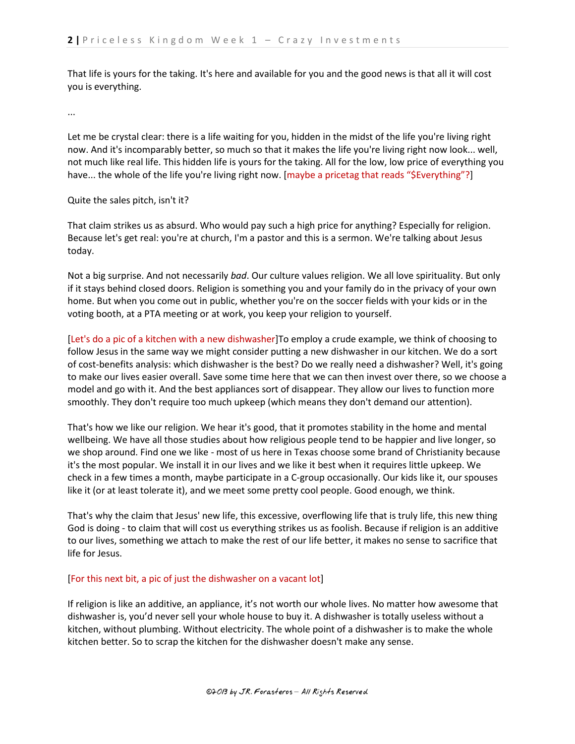That life is yours for the taking. It's here and available for you and the good news is that all it will cost you is everything.

...

Let me be crystal clear: there is a life waiting for you, hidden in the midst of the life you're living right now. And it's incomparably better, so much so that it makes the life you're living right now look... well, not much like real life. This hidden life is yours for the taking. All for the low, low price of everything you have... the whole of the life you're living right now. [maybe a pricetag that reads "$Everything"?]

Quite the sales pitch, isn't it?

That claim strikes us as absurd. Who would pay such a high price for anything? Especially for religion. Because let's get real: you're at church, I'm a pastor and this is a sermon. We're talking about Jesus today.

Not a big surprise. And not necessarily *bad*. Our culture values religion. We all love spirituality. But only if it stays behind closed doors. Religion is something you and your family do in the privacy of your own home. But when you come out in public, whether you're on the soccer fields with your kids or in the voting booth, at a PTA meeting or at work, you keep your religion to yourself.

[Let's do a pic of a kitchen with a new dishwasher]To employ a crude example, we think of choosing to follow Jesus in the same way we might consider putting a new dishwasher in our kitchen. We do a sort of cost-benefits analysis: which dishwasher is the best? Do we really need a dishwasher? Well, it's going to make our lives easier overall. Save some time here that we can then invest over there, so we choose a model and go with it. And the best appliances sort of disappear. They allow our lives to function more smoothly. They don't require too much upkeep (which means they don't demand our attention).

That's how we like our religion. We hear it's good, that it promotes stability in the home and mental wellbeing. We have all those studies about how religious people tend to be happier and live longer, so we shop around. Find one we like - most of us here in Texas choose some brand of Christianity because it's the most popular. We install it in our lives and we like it best when it requires little upkeep. We check in a few times a month, maybe participate in a C-group occasionally. Our kids like it, our spouses like it (or at least tolerate it), and we meet some pretty cool people. Good enough, we think.

That's why the claim that Jesus' new life, this excessive, overflowing life that is truly life, this new thing God is doing - to claim that will cost us everything strikes us as foolish. Because if religion is an additive to our lives, something we attach to make the rest of our life better, it makes no sense to sacrifice that life for Jesus.

[For this next bit, a pic of just the dishwasher on a vacant lot]

If religion is like an additive, an appliance, it's not worth our whole lives. No matter how awesome that dishwasher is, you'd never sell your whole house to buy it. A dishwasher is totally useless without a kitchen, without plumbing. Without electricity. The whole point of a dishwasher is to make the whole kitchen better. So to scrap the kitchen for the dishwasher doesn't make any sense.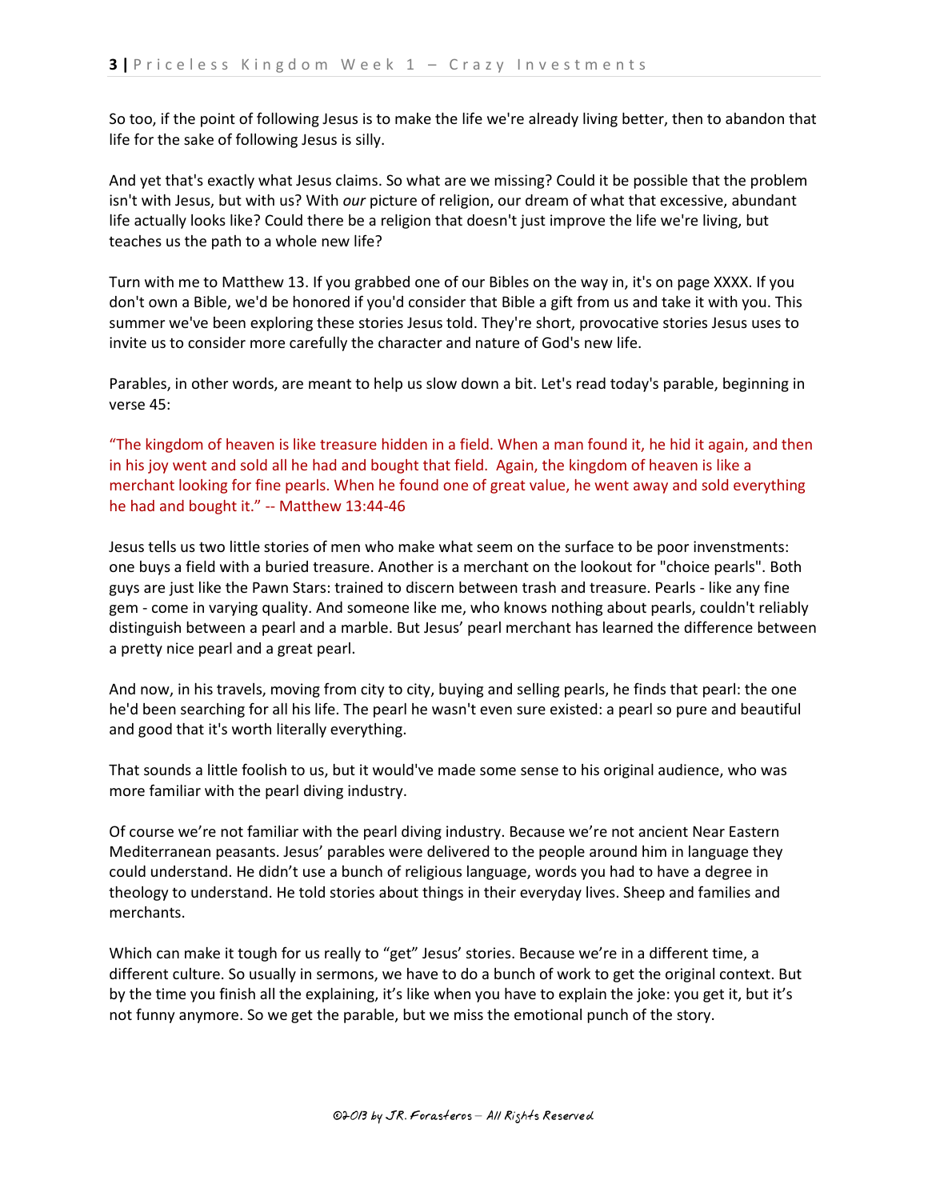So too, if the point of following Jesus is to make the life we're already living better, then to abandon that life for the sake of following Jesus is silly.

And yet that's exactly what Jesus claims. So what are we missing? Could it be possible that the problem isn't with Jesus, but with us? With *our* picture of religion, our dream of what that excessive, abundant life actually looks like? Could there be a religion that doesn't just improve the life we're living, but teaches us the path to a whole new life?

Turn with me to Matthew 13. If you grabbed one of our Bibles on the way in, it's on page XXXX. If you don't own a Bible, we'd be honored if you'd consider that Bible a gift from us and take it with you. This summer we've been exploring these stories Jesus told. They're short, provocative stories Jesus uses to invite us to consider more carefully the character and nature of God's new life.

Parables, in other words, are meant to help us slow down a bit. Let's read today's parable, beginning in verse 45:

"The kingdom of heaven is like treasure hidden in a field. When a man found it, he hid it again, and then in his joy went and sold all he had and bought that field. Again, the kingdom of heaven is like a merchant looking for fine pearls. When he found one of great value, he went away and sold everything he had and bought it." -- Matthew 13:44-46

Jesus tells us two little stories of men who make what seem on the surface to be poor investments: one buys a field with a buried treasure. Another is a merchant on the lookout for "choice pearls". Both guys are just like the Pawn Stars: trained to discern between trash and treasure. Pearls - like any fine gem - come in varying quality. And someone like me, who knows nothing about pearls, couldn't reliably distinguish between a pearl and a marble. But Jesus' pearl merchant has learned the difference between a pretty nice pearl and a great pearl.

And now, in his travels, moving from city to city, buying and selling pearls, he finds that pearl: the one he'd been searching for all his life. The pearl he wasn't even sure existed: a pearl so pure and beautiful and good that it's worth literally everything.

That sounds a little foolish to us, but it would've made some sense to his original audience, who was more familiar with the pearl diving industry.

Of course we're not familiar with the pearl diving industry. Because we're not ancient Near Eastern Mediterranean peasants. Jesus' parables were delivered to the people around him in language they could understand. He didn't use a bunch of religious language, words you had to have a degree in theology to understand. He told stories about things in their everyday lives. Sheep and families and merchants.

Which can make it tough for us really to "get" Jesus' stories. Because we're in a different time, a different culture. So usually in sermons, we have to do a bunch of work to get the original context. But by the time you finish all the explaining, it's like when you have to explain the joke: you get it, but it's not funny anymore. So we get the parable, but we miss the emotional punch of the story.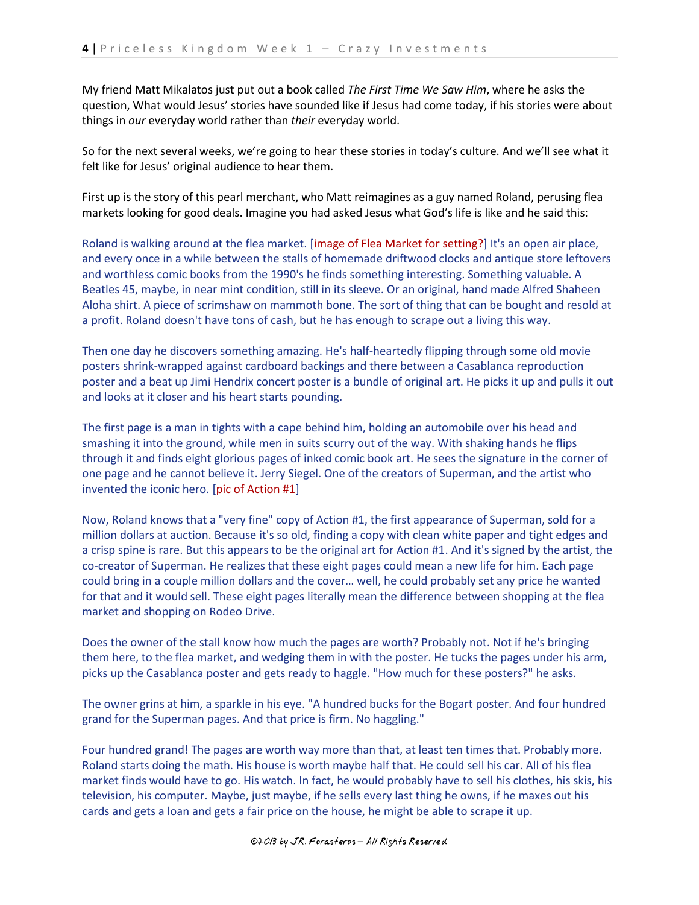My friend Matt Mikalatos just put out a book called *The First Time We Saw Him*, where he asks the question, What would Jesus' stories have sounded like if Jesus had come today, if his stories were about things in *our* everyday world rather than *their* everyday world.

So for the next several weeks, we're going to hear these stories in today's culture. And we'll see what it felt like for Jesus' original audience to hear them.

First up is the story of this pearl merchant, who Matt reimagines as a guy named Roland, perusing flea markets looking for good deals. Imagine you had asked Jesus what God's life is like and he said this:

Roland is walking around at the flea market. [image of Flea Market for setting?] It's an open air place, and every once in a while between the stalls of homemade driftwood clocks and antique store leftovers and worthless comic books from the 1990's he finds something interesting. Something valuable. A Beatles 45, maybe, in near mint condition, still in its sleeve. Or an original, hand made Alfred Shaheen Aloha shirt. A piece of scrimshaw on mammoth bone. The sort of thing that can be bought and resold at a profit. Roland doesn't have tons of cash, but he has enough to scrape out a living this way.

Then one day he discovers something amazing. He's half-heartedly flipping through some old movie posters shrink-wrapped against cardboard backings and there between a Casablanca reproduction poster and a beat up Jimi Hendrix concert poster is a bundle of original art. He picks it up and pulls it out and looks at it closer and his heart starts pounding.

The first page is a man in tights with a cape behind him, holding an automobile over his head and smashing it into the ground, while men in suits scurry out of the way. With shaking hands he flips through it and finds eight glorious pages of inked comic book art. He sees the signature in the corner of one page and he cannot believe it. Jerry Siegel. One of the creators of Superman, and the artist who invented the iconic hero. [pic of Action #1]

Now, Roland knows that a "very fine" copy of Action #1, the first appearance of Superman, sold for a million dollars at auction. Because it's so old, finding a copy with clean white paper and tight edges and a crisp spine is rare. But this appears to be the original art for Action #1. And it's signed by the artist, the co-creator of Superman. He realizes that these eight pages could mean a new life for him. Each page could bring in a couple million dollars and the cover… well, he could probably set any price he wanted for that and it would sell. These eight pages literally mean the difference between shopping at the flea market and shopping on Rodeo Drive.

Does the owner of the stall know how much the pages are worth? Probably not. Not if he's bringing them here, to the flea market, and wedging them in with the poster. He tucks the pages under his arm, picks up the Casablanca poster and gets ready to haggle. "How much for these posters?" he asks.

The owner grins at him, a sparkle in his eye. "A hundred bucks for the Bogart poster. And four hundred grand for the Superman pages. And that price is firm. No haggling."

Four hundred grand! The pages are worth way more than that, at least ten times that. Probably more. Roland starts doing the math. His house is worth maybe half that. He could sell his car. All of his flea market finds would have to go. His watch. In fact, he would probably have to sell his clothes, his skis, his television, his computer. Maybe, just maybe, if he sells every last thing he owns, if he maxes out his cards and gets a loan and gets a fair price on the house, he might be able to scrape it up.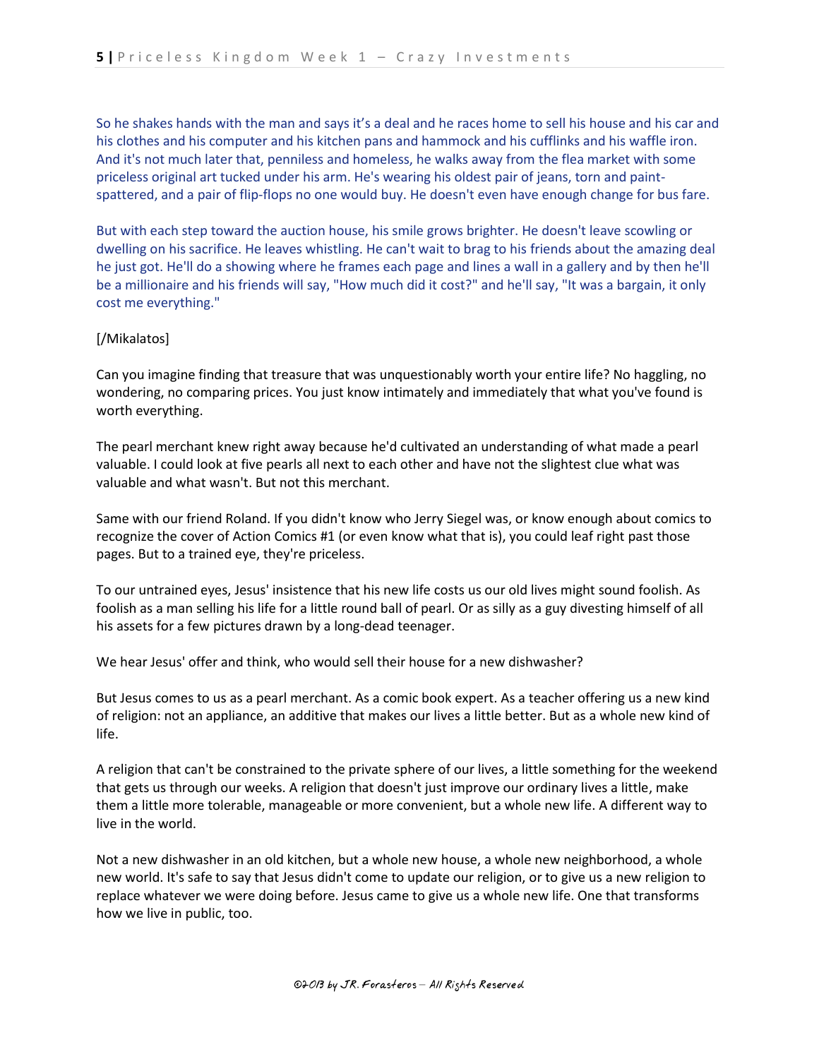So he shakes hands with the man and says it's a deal and he races home to sell his house and his car and his clothes and his computer and his kitchen pans and hammock and his cufflinks and his waffle iron. And it's not much later that, penniless and homeless, he walks away from the flea market with some priceless original art tucked under his arm. He's wearing his oldest pair of jeans, torn and paint-spattered, and a pair of flip-flops no one would buy. He doesn't even have enough change for bus fare.

But with each step toward the auction house, his smile grows brighter. He doesn't leave scowling or dwelling on his sacrifice. He leaves whistling. He can't wait to brag to his friends about the amazing deal he just got. He'll do a showing where he frames each page and lines a wall in a gallery and by then he'll be a millionaire and his friends will say, "How much did it cost?" and he'll say, "It was a bargain, it only cost me everything."

[/Mikalatos]

Can you imagine finding that treasure that was unquestionably worth your entire life? No haggling, no wondering, no comparing prices. You just know intimately and immediately that what you've found is worth everything.

The pearl merchant knew right away because he'd cultivated an understanding of what made a pearl valuable. I could look at five pearls all next to each other and have not the slightest clue what was valuable and what wasn't. But not this merchant.

Same with our friend Roland. If you didn't know who Jerry Siegel was, or know enough about comics to recognize the cover of Action Comics #1 (or even know what that is), you could leaf right past those pages. But to a trained eye, they're priceless.

To our untrained eyes, Jesus' insistence that his new life costs us our old lives might sound foolish. As foolish as a man selling his life for a little round ball of pearl. Or as silly as a guy divesting himself of all his assets for a few pictures drawn by a long-dead teenager.

We hear Jesus' offer and think, who would sell their house for a new dishwasher?

But Jesus comes to us as a pearl merchant. As a comic book expert. As a teacher offering us a new kind of religion: not an appliance, an additive that makes our lives a little better. But as a whole new kind of life.

A religion that can't be constrained to the private sphere of our lives, a little something for the weekend that gets us through our weeks. A religion that doesn't just improve our ordinary lives a little, make them a little more tolerable, manageable or more convenient, but a whole new life. A different way to live in the world.

Not a new dishwasher in an old kitchen, but a whole new house, a whole new neighborhood, a whole new world. It's safe to say that Jesus didn't come to update our religion, or to give us a new religion to replace whatever we were doing before. Jesus came to give us a whole new life. One that transforms how we live in public, too.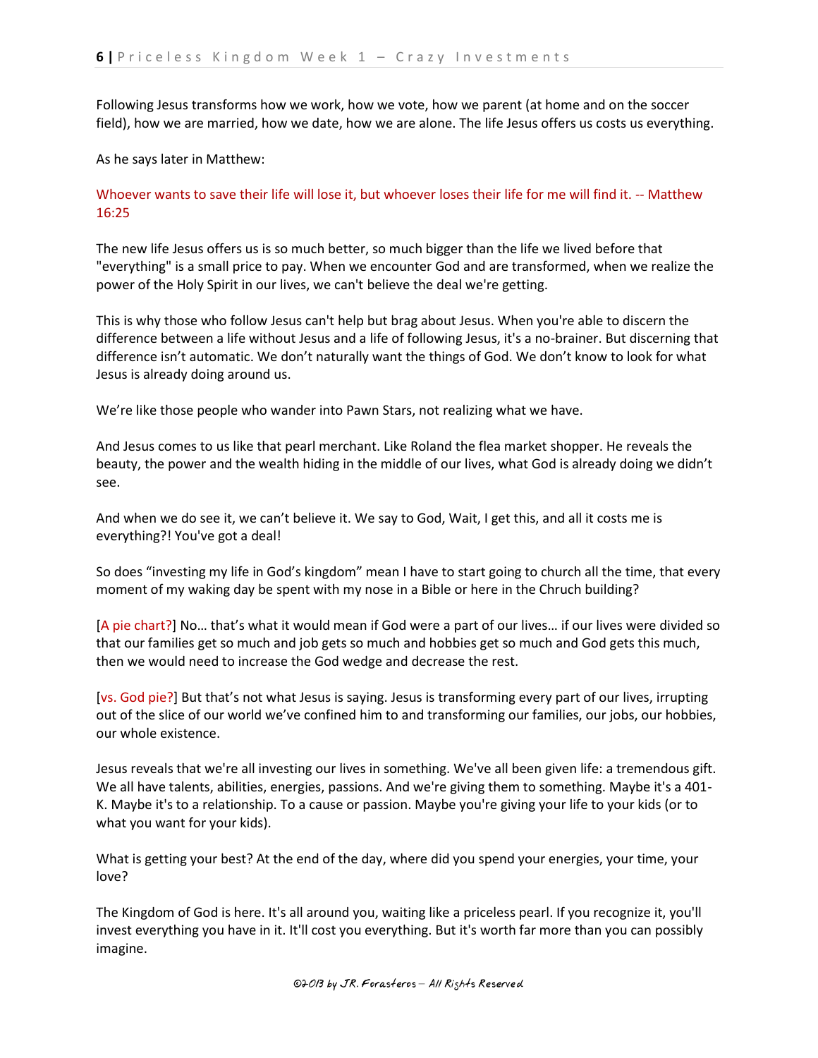Following Jesus transforms how we work, how we vote, how we parent (at home and on the soccer field), how we are married, how we date, how we are alone. The life Jesus offers us costs us everything.

As he says later in Matthew:

Whoever wants to save their life will lose it, but whoever loses their life for me will find it. -- Matthew 16:25

The new life Jesus offers us is so much better, so much bigger than the life we lived before that "everything" is a small price to pay. When we encounter God and are transformed, when we realize the power of the Holy Spirit in our lives, we can't believe the deal we're getting.

This is why those who follow Jesus can't help but brag about Jesus. When you're able to discern the difference between a life without Jesus and a life of following Jesus, it's a no-brainer. But discerning that difference isn't automatic. We don't naturally want the things of God. We don't know to look for what Jesus is already doing around us.

We're like those people who wander into Pawn Stars, not realizing what we have.

And Jesus comes to us like that pearl merchant. Like Roland the flea market shopper. He reveals the beauty, the power and the wealth hiding in the middle of our lives, what God is already doing we didn't see.

And when we do see it, we can't believe it. We say to God, Wait, I get this, and all it costs me is everything?! You've got a deal!

So does "investing my life in God's kingdom" mean I have to start going to church all the time, that every moment of my waking day be spent with my nose in a Bible or here in the Chruch building?

[A pie chart?] No… that's what it would mean if God were a part of our lives… if our lives were divided so that our families get so much and job gets so much and hobbies get so much and God gets this much, then we would need to increase the God wedge and decrease the rest.

[vs. God pie?] But that's not what Jesus is saying. Jesus is transforming every part of our lives, irrupting out of the slice of our world we've confined him to and transforming our families, our jobs, our hobbies, our whole existence.

Jesus reveals that we're all investing our lives in something. We've all been given life: a tremendous gift. We all have talents, abilities, energies, passions. And we're giving them to something. Maybe it's a 401-K. Maybe it's to a relationship. To a cause or passion. Maybe you're giving your life to your kids (or to what you want for your kids).

What is getting your best? At the end of the day, where did you spend your energies, your time, your love?

The Kingdom of God is here. It's all around you, waiting like a priceless pearl. If you recognize it, you'll invest everything you have in it. It'll cost you everything. But it's worth far more than you can possibly imagine.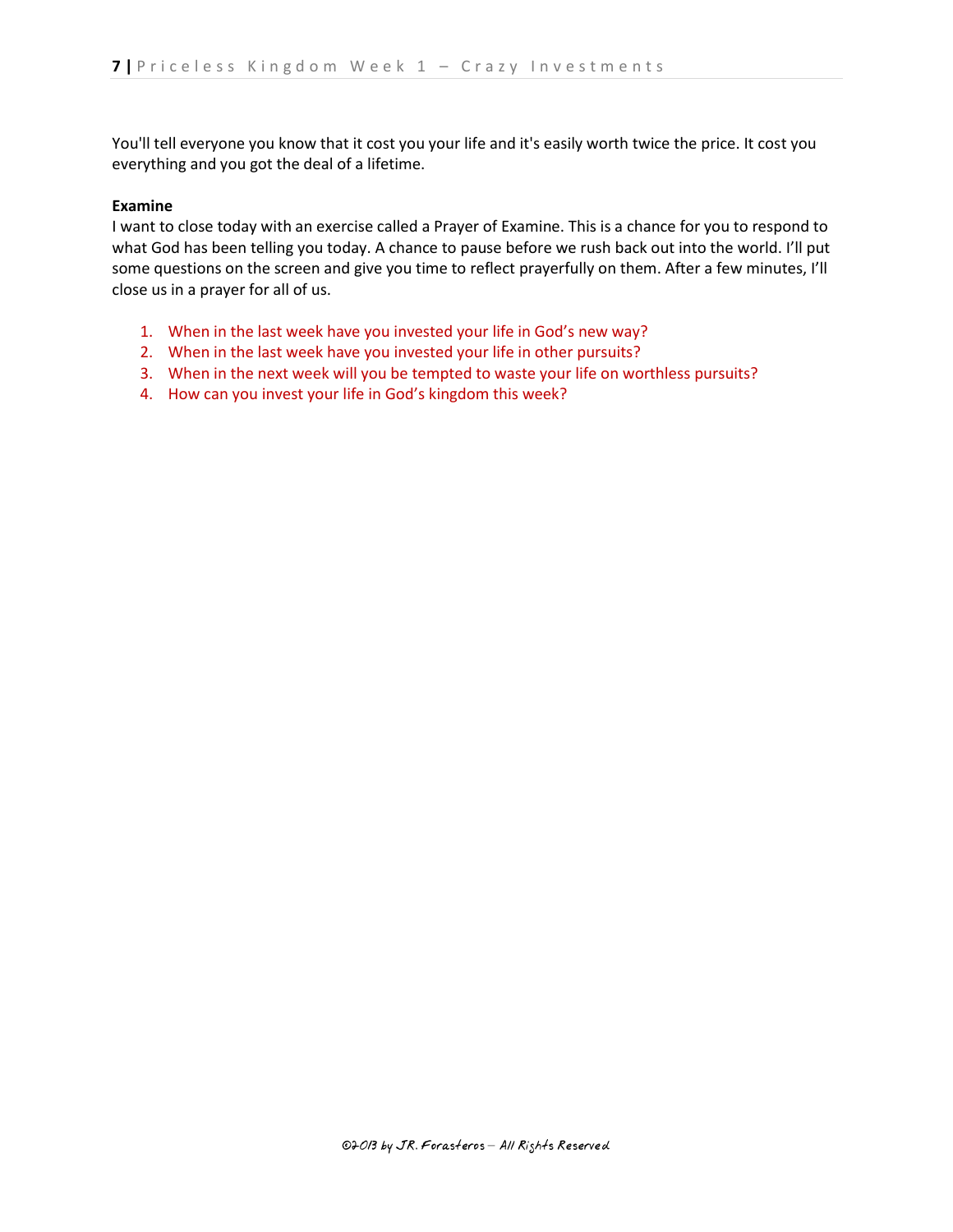You'll tell everyone you know that it cost you your life and it's easily worth twice the price. It cost you everything and you got the deal of a lifetime.

**Examine**

I want to close today with an exercise called a Prayer of Examine. This is a chance for you to respond to what God has been telling you today. A chance to pause before we rush back out into the world. I'll put some questions on the screen and give you time to reflect prayerfully on them. After a few minutes, I'll close us in a prayer for all of us.

1. When in the last week have you invested your life in God's new way?
2. When in the last week have you invested your life in other pursuits?
3. When in the next week will you be tempted to waste your life on worthless pursuits?
4. How can you invest your life in God's kingdom this week?

©2013 by J.R. Forasteros – All Rights Reserved